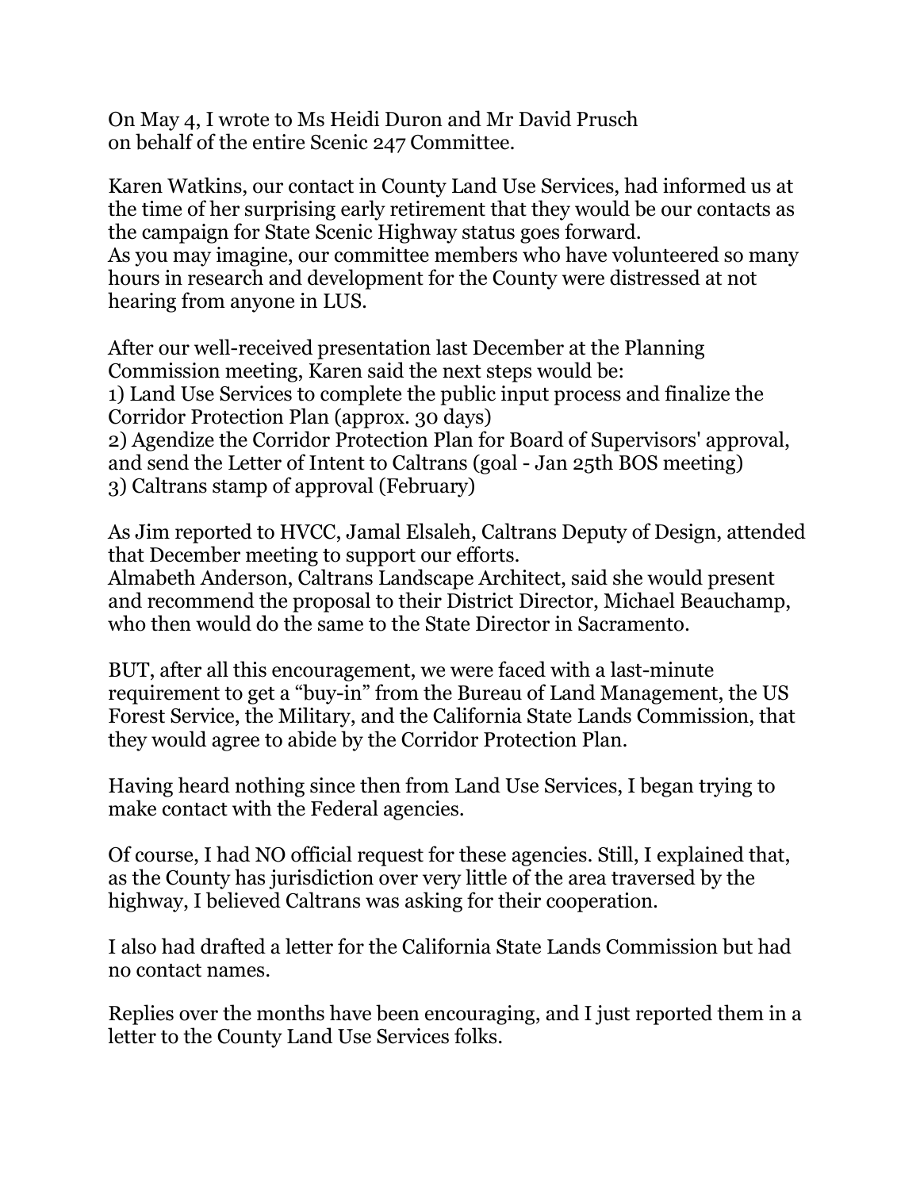On May 4, I wrote to Ms Heidi Duron and Mr David Prusch
on behalf of the entire Scenic 247 Committee.

Karen Watkins, our contact in County Land Use Services, had informed us at the time of her surprising early retirement that they would be our contacts as the campaign for State Scenic Highway status goes forward.
As you may imagine, our committee members who have volunteered so many hours in research and development for the County were distressed at not hearing from anyone in LUS.

After our well-received presentation last December at the Planning Commission meeting, Karen said the next steps would be:
1) Land Use Services to complete the public input process and finalize the Corridor Protection Plan (approx. 30 days)
2) Agendize the Corridor Protection Plan for Board of Supervisors' approval, and send the Letter of Intent to Caltrans (goal - Jan 25th BOS meeting)
3) Caltrans stamp of approval (February)

As Jim reported to HVCC, Jamal Elsaleh, Caltrans Deputy of Design, attended that December meeting to support our efforts.
Almabeth Anderson, Caltrans Landscape Architect, said she would present and recommend the proposal to their District Director, Michael Beauchamp, who then would do the same to the State Director in Sacramento.

BUT, after all this encouragement, we were faced with a last-minute requirement to get a "buy-in" from the Bureau of Land Management, the US Forest Service, the Military, and the California State Lands Commission, that they would agree to abide by the Corridor Protection Plan.

Having heard nothing since then from Land Use Services, I began trying to make contact with the Federal agencies.

Of course, I had NO official request for these agencies. Still, I explained that, as the County has jurisdiction over very little of the area traversed by the highway, I believed Caltrans was asking for their cooperation.

I also had drafted a letter for the California State Lands Commission but had no contact names.

Replies over the months have been encouraging, and I just reported them in a letter to the County Land Use Services folks.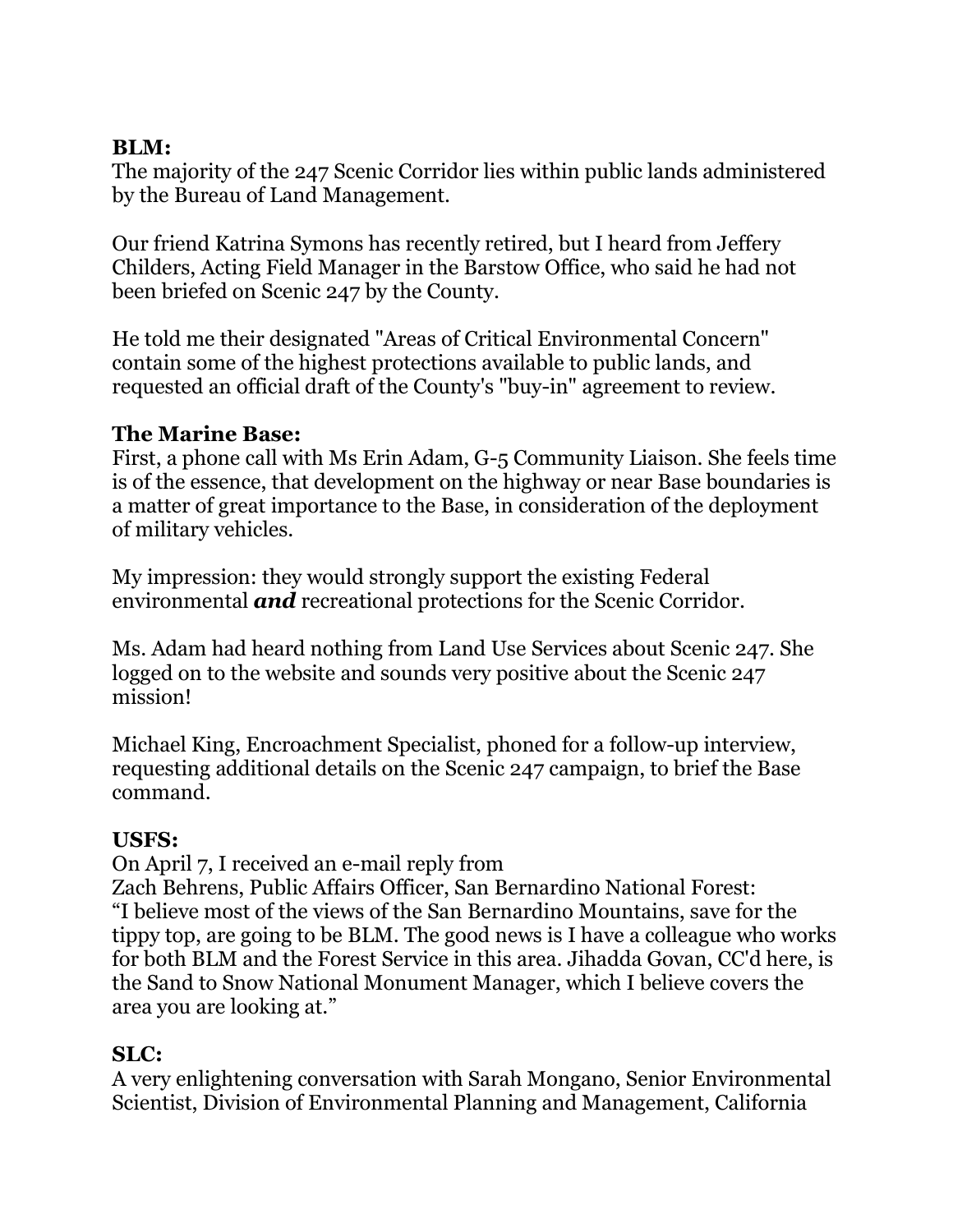**BLM:**
The majority of the 247 Scenic Corridor lies within public lands administered by the Bureau of Land Management.

Our friend Katrina Symons has recently retired, but I heard from Jeffery Childers, Acting Field Manager in the Barstow Office, who said he had not been briefed on Scenic 247 by the County.

He told me their designated "Areas of Critical Environmental Concern" contain some of the highest protections available to public lands, and requested an official draft of the County's "buy-in" agreement to review.

**The Marine Base:**
First, a phone call with Ms Erin Adam, G-5 Community Liaison. She feels time is of the essence, that development on the highway or near Base boundaries is a matter of great importance to the Base, in consideration of the deployment of military vehicles.

My impression: they would strongly support the existing Federal environmental ***and*** recreational protections for the Scenic Corridor.

Ms. Adam had heard nothing from Land Use Services about Scenic 247. She logged on to the website and sounds very positive about the Scenic 247 mission!

Michael King, Encroachment Specialist, phoned for a follow-up interview, requesting additional details on the Scenic 247 campaign, to brief the Base command.

**USFS:**
On April 7, I received an e-mail reply from
Zach Behrens, Public Affairs Officer, San Bernardino National Forest:
"I believe most of the views of the San Bernardino Mountains, save for the tippy top, are going to be BLM. The good news is I have a colleague who works for both BLM and the Forest Service in this area. Jihadda Govan, CC'd here, is the Sand to Snow National Monument Manager, which I believe covers the area you are looking at."

**SLC:**
A very enlightening conversation with Sarah Mongano, Senior Environmental Scientist, Division of Environmental Planning and Management, California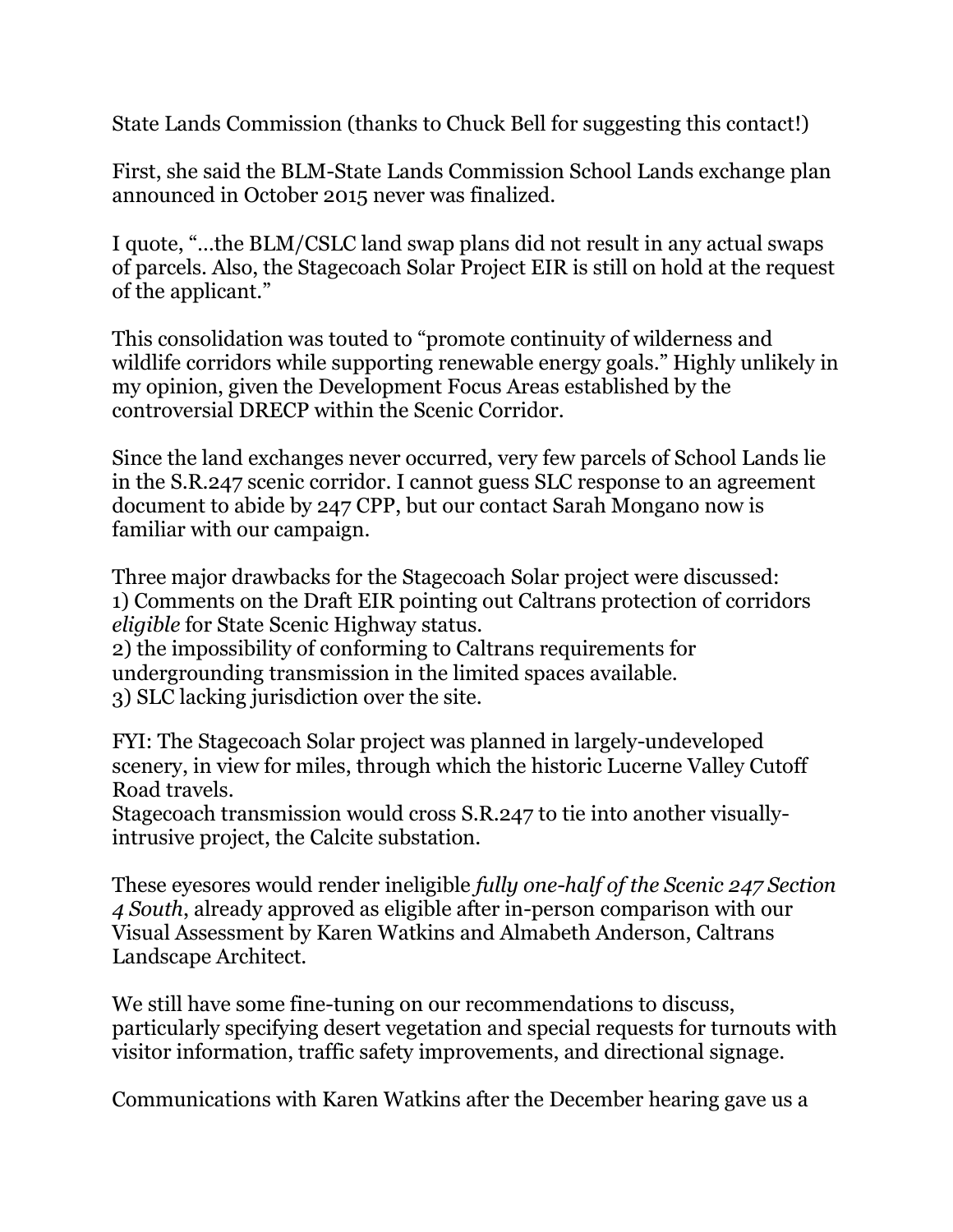State Lands Commission (thanks to Chuck Bell for suggesting this contact!)

First, she said the BLM-State Lands Commission School Lands exchange plan announced in October 2015 never was finalized.

I quote, "…the BLM/CSLC land swap plans did not result in any actual swaps of parcels. Also, the Stagecoach Solar Project EIR is still on hold at the request of the applicant."

This consolidation was touted to "promote continuity of wilderness and wildlife corridors while supporting renewable energy goals." Highly unlikely in my opinion, given the Development Focus Areas established by the controversial DRECP within the Scenic Corridor.

Since the land exchanges never occurred, very few parcels of School Lands lie in the S.R.247 scenic corridor. I cannot guess SLC response to an agreement document to abide by 247 CPP, but our contact Sarah Mongano now is familiar with our campaign.

Three major drawbacks for the Stagecoach Solar project were discussed:
1) Comments on the Draft EIR pointing out Caltrans protection of corridors *eligible* for State Scenic Highway status.
2) the impossibility of conforming to Caltrans requirements for undergrounding transmission in the limited spaces available.
3) SLC lacking jurisdiction over the site.

FYI: The Stagecoach Solar project was planned in largely-undeveloped scenery, in view for miles, through which the historic Lucerne Valley Cutoff Road travels.
Stagecoach transmission would cross S.R.247 to tie into another visually-intrusive project, the Calcite substation.

These eyesores would render ineligible *fully one-half of the Scenic 247 Section 4 South*, already approved as eligible after in-person comparison with our Visual Assessment by Karen Watkins and Almabeth Anderson, Caltrans Landscape Architect.

We still have some fine-tuning on our recommendations to discuss, particularly specifying desert vegetation and special requests for turnouts with visitor information, traffic safety improvements, and directional signage.

Communications with Karen Watkins after the December hearing gave us a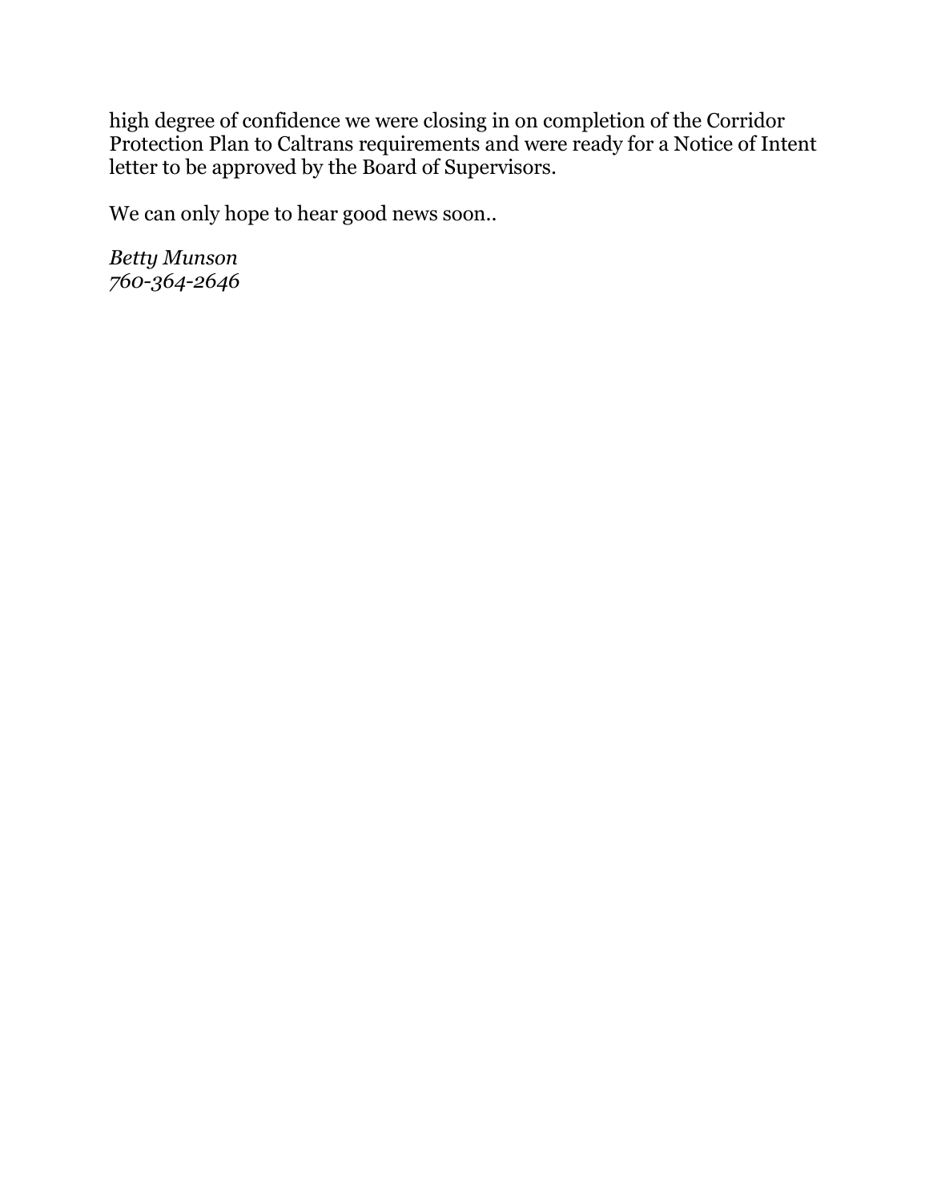high degree of confidence we were closing in on completion of the Corridor Protection Plan to Caltrans requirements and were ready for a Notice of Intent letter to be approved by the Board of Supervisors.

We can only hope to hear good news soon..

*Betty Munson*
*760-364-2646*